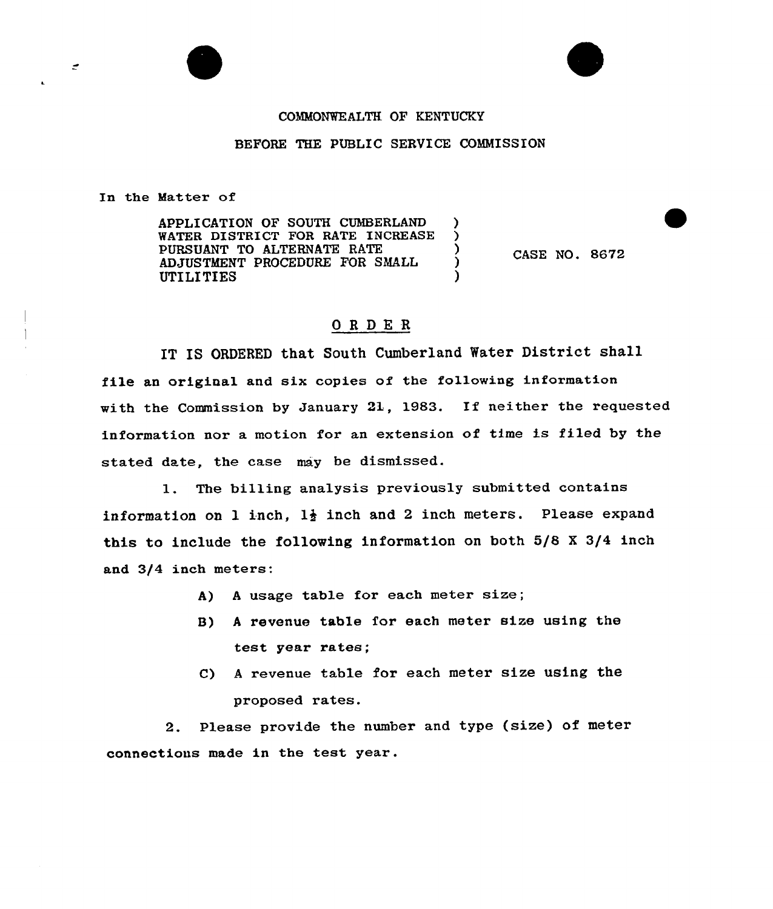COMMONWEALTH OF KENTUCKY

BEFORE THE PUBLIC SERVICE COMMISSION

In the Matter of

| | | |
|---|---|---|
| APPLICATION OF SOUTH CUMBERLAND WATER DISTRICT FOR RATE INCREASE PURSUANT TO ALTERNATE RATE ADJUSTMENT PROCEDURE FOR SMALL UTILITIES | ) | CASE NO. 8672 |

# O R D E R

IT IS ORDERED that South Cumberland Water District shall file an original and six copies of the following information with the Commission by January 21, 1983. If neither the requested information nor a motion for an extension of time is filed by the stated date, the case may be dismissed.

1. The billing analysis previously submitted contains information on 1 inch, 1½ inch and 2 inch meters. Please expand this to include the following information on both 5/8 X 3/4 inch and 3/4 inch meters:

   A) A usage table for each meter size;

   B) A revenue table for each meter size using the test year rates;

   C) A revenue table for each meter size using the proposed rates.

2. Please provide the number and type (size) of meter connections made in the test year.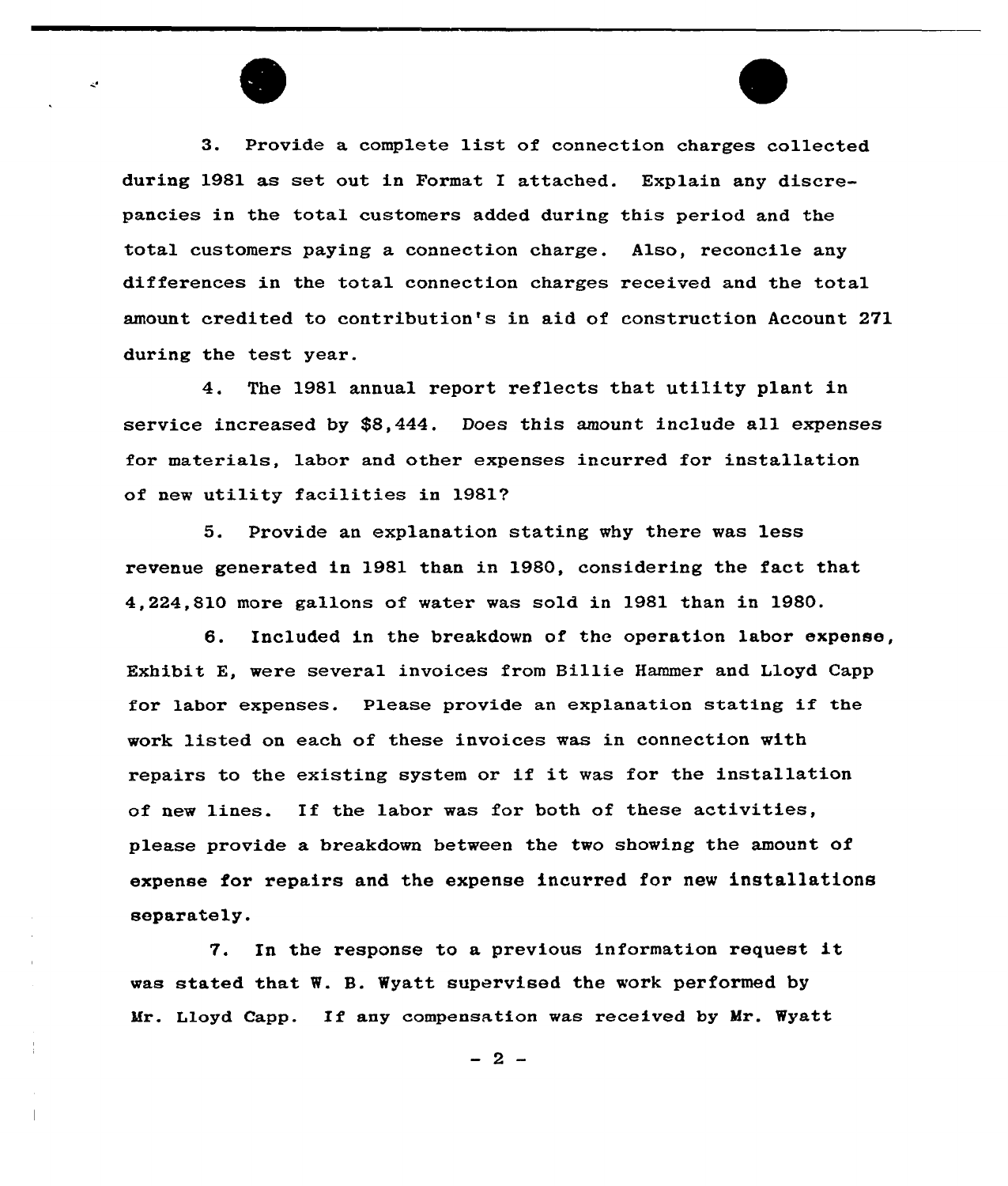3. Provide a complete list of connection charges collected during 1981 as set out in Format I attached. Explain any discrepancies in the total customers added during this period and the total customers paying a connection charge. Also, reconcile any differences in the total connection charges received and the total amount credited to contribution's in aid of construction Account 271 during the test year.

4. The 1981 annual report reflects that utility plant in service increased by $8,444. Does this amount include all expenses for materials, labor and other expenses incurred for installation of new utility facilities in 1981?

5. Provide an explanation stating why there was less revenue generated in 1981 than in 1980, considering the fact that 4,224,810 more gallons of water was sold in 1981 than in 1980.

6. Included in the breakdown of the operation labor expense, Exhibit E, were several invoices from Billie Hammer and Lloyd Capp for labor expenses. Please provide an explanation stating if the work listed on each of these invoices was in connection with repairs to the existing system or if it was for the installation of new lines. If the labor was for both of these activities, please provide a breakdown between the two showing the amount of expense for repairs and the expense incurred for new installations separately.

7. In the response to a previous information request it was stated that W. B. Wyatt supervised the work performed by Mr. Lloyd Capp. If any compensation was received by Mr. Wyatt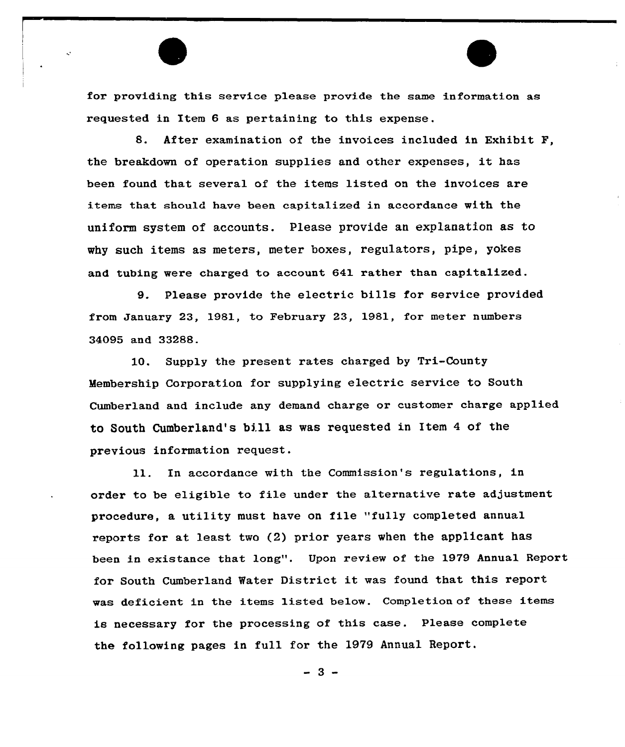for providing this service please provide the same information as requested in Item 6 as pertaining to this expense.

8. After examination of the invoices included in Exhibit F, the breakdown of operation supplies and other expenses, it has been found that several of the items listed on the invoices are items that should have been capitalized in accordance with the uniform system of accounts. Please provide an explanation as to why such items as meters, meter boxes, regulators, pipe, yokes and tubing were charged to account 641 rather than capitalized.

9. Please provide the electric bills for service provided from January 23, 1981, to February 23, 1981, for meter numbers 34095 and 33288.

10. Supply the present rates charged by Tri-County Membership Corporation for supplying electric service to South Cumberland and include any demand charge or customer charge applied to South Cumberland's bill as was requested in Item 4 of the previous information request.

11. In accordance with the Commission's regulations, in order to be eligible to file under the alternative rate adjustment procedure, a utility must have on file "fully completed annual reports for at least two (2) prior years when the applicant has been in existance that long". Upon review of the 1979 Annual Report for South Cumberland Water District it was found that this report was deficient in the items listed below. Completion of these items is necessary for the processing of this case. Please complete the following pages in full for the 1979 Annual Report.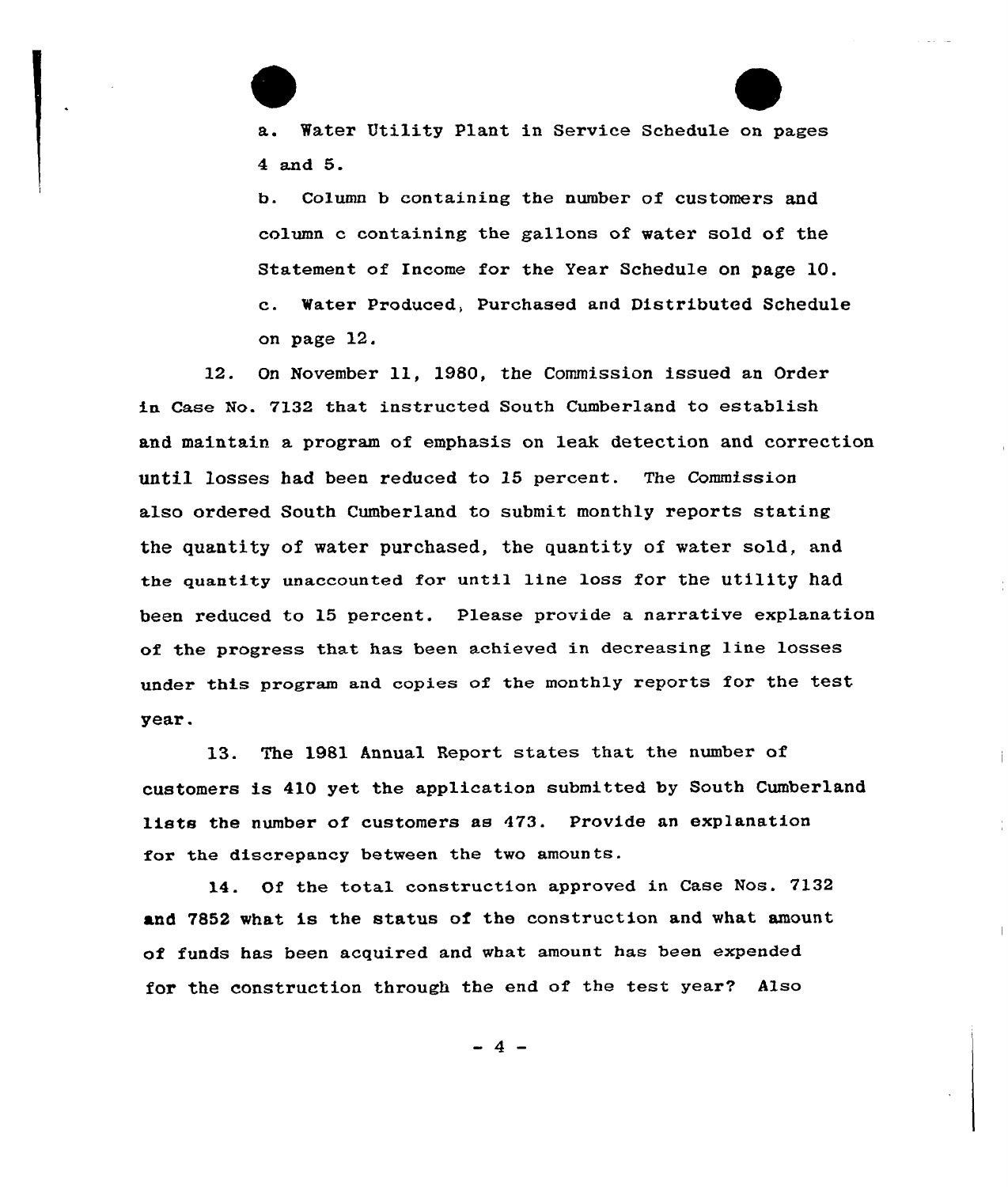a. Water Utility Plant in Service Schedule on pages 4 and 5.

b. Column b containing the number of customers and column c containing the gallons of water sold of the Statement of Income for the Year Schedule on page 10.

c. Water Produced, Purchased and Distributed Schedule on page 12.

12. On November 11, 1980, the Commission issued an Order in Case No. 7132 that instructed South Cumberland to establish and maintain a program of emphasis on leak detection and correction until losses had been reduced to 15 percent. The Commission also ordered South Cumberland to submit monthly reports stating the quantity of water purchased, the quantity of water sold, and the quantity unaccounted for until line loss for the utility had been reduced to 15 percent. Please provide a narrative explanation of the progress that has been achieved in decreasing line losses under this program and copies of the monthly reports for the test year.

13. The 1981 Annual Report states that the number of customers is 410 yet the application submitted by South Cumberland lists the number of customers as 473. Provide an explanation for the discrepancy between the two amounts.

14. Of the total construction approved in Case Nos. 7132 and 7852 what is the status of the construction and what amount of funds has been acquired and what amount has been expended for the construction through the end of the test year? Also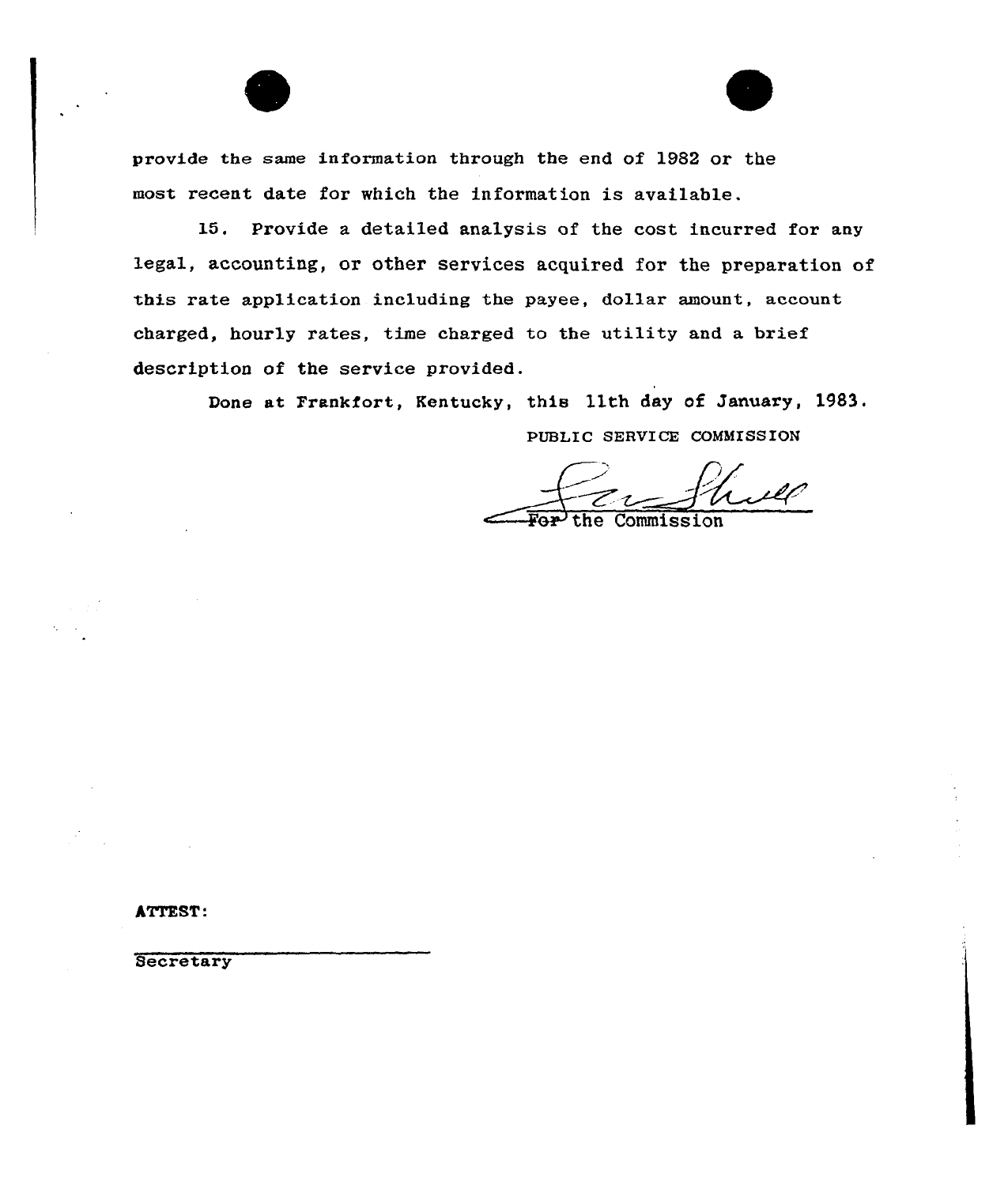provide the same information through the end of 1982 or the most recent date for which the information is available.

15. Provide a detailed analysis of the cost incurred for any legal, accounting, or other services acquired for the preparation of this rate application including the payee, dollar amount, account charged, hourly rates, time charged to the utility and a brief description of the service provided.

Done at Frankfort, Kentucky, this 11th day of January, 1983.

PUBLIC SERVICE COMMISSION

For the Commission

ATTEST:

Secretary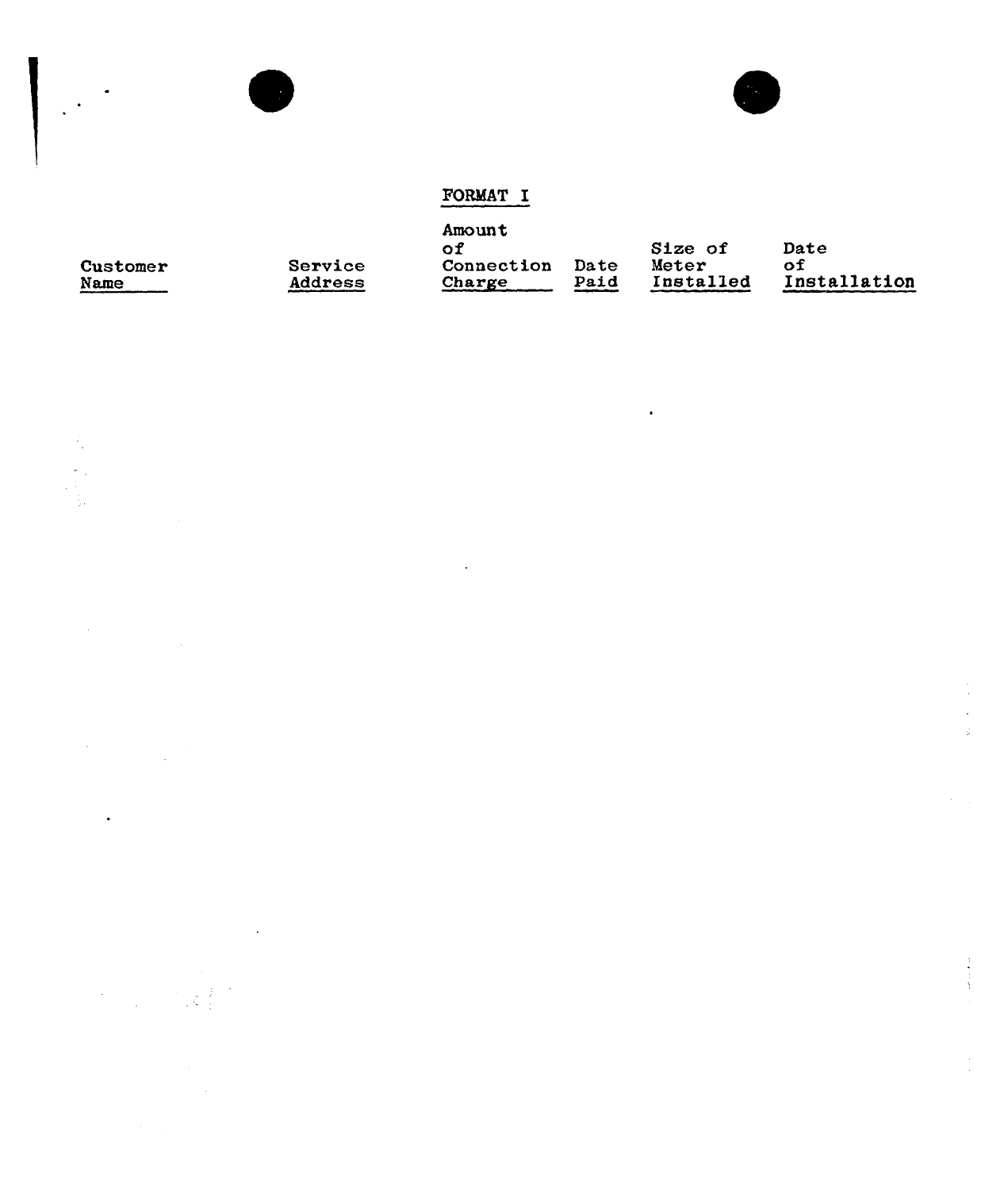## FORMAT I

| Customer Name | Service Address | Amount of Connection Charge | Date Paid | Size of Meter Installed | Date of Installation |
|---|---|---|---|---|---|